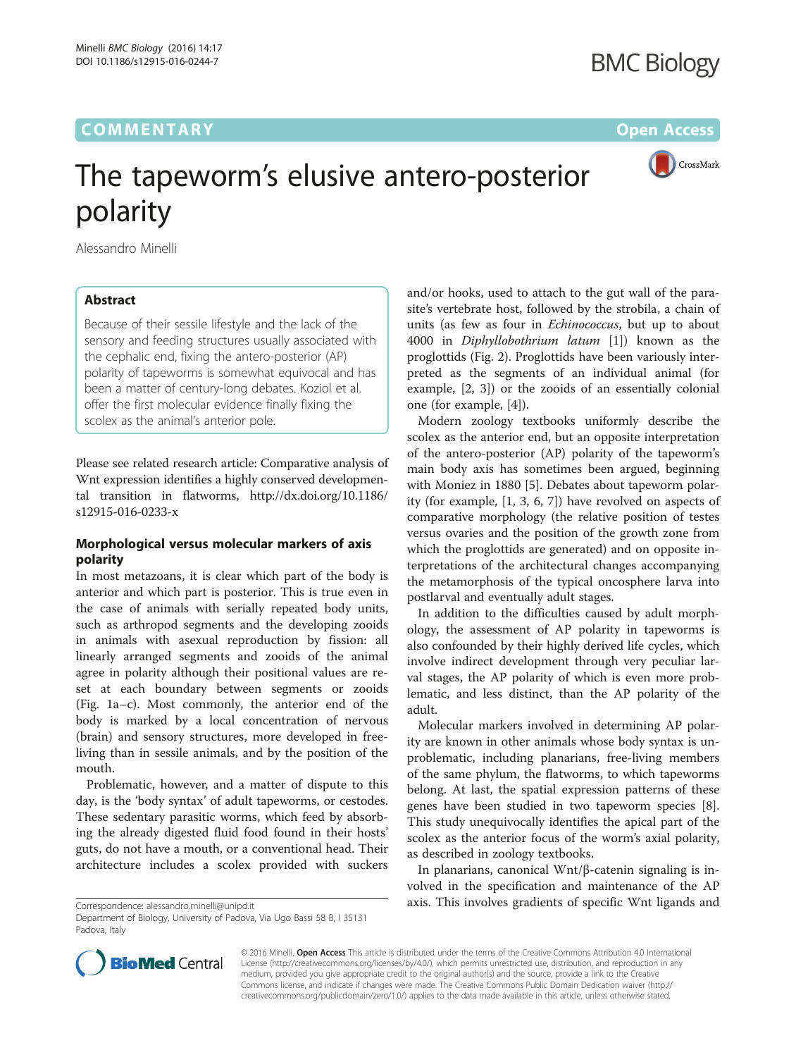COMMENTARY Open Access

# The tapeworm's elusive antero-posterior polarity

Alessandro Minelli

## Abstract

Because of their sessile lifestyle and the lack of the sensory and feeding structures usually associated with the cephalic end, fixing the antero-posterior (AP) polarity of tapeworms is somewhat equivocal and has been a matter of century-long debates. Koziol et al. offer the first molecular evidence finally fixing the scolex as the animal's anterior pole.

Please see related research article: Comparative analysis of Wnt expression identifies a highly conserved developmental transition in flatworms, http://dx.doi.org/10.1186/s12915-016-0233-x

## Morphological versus molecular markers of axis polarity

In most metazoans, it is clear which part of the body is anterior and which part is posterior. This is true even in the case of animals with serially repeated body units, such as arthropod segments and the developing zooids in animals with asexual reproduction by fission: all linearly arranged segments and zooids of the animal agree in polarity although their positional values are reset at each boundary between segments or zooids (Fig. 1a–c). Most commonly, the anterior end of the body is marked by a local concentration of nervous (brain) and sensory structures, more developed in free-living than in sessile animals, and by the position of the mouth.

Problematic, however, and a matter of dispute to this day, is the 'body syntax' of adult tapeworms, or cestodes. These sedentary parasitic worms, which feed by absorbing the already digested fluid food found in their hosts' guts, do not have a mouth, or a conventional head. Their architecture includes a scolex provided with suckers and/or hooks, used to attach to the gut wall of the parasite's vertebrate host, followed by the strobila, a chain of units (as few as four in *Echinococcus*, but up to about 4000 in *Diphyllobothrium latum* [1]) known as the proglottids (Fig. 2). Proglottids have been variously interpreted as the segments of an individual animal (for example, [2, 3]) or the zooids of an essentially colonial one (for example, [4]).

Modern zoology textbooks uniformly describe the scolex as the anterior end, but an opposite interpretation of the antero-posterior (AP) polarity of the tapeworm's main body axis has sometimes been argued, beginning with Moniez in 1880 [5]. Debates about tapeworm polarity (for example, [1, 3, 6, 7]) have revolved on aspects of comparative morphology (the relative position of testes versus ovaries and the position of the growth zone from which the proglottids are generated) and on opposite interpretations of the architectural changes accompanying the metamorphosis of the typical oncosphere larva into postlarval and eventually adult stages.

In addition to the difficulties caused by adult morphology, the assessment of AP polarity in tapeworms is also confounded by their highly derived life cycles, which involve indirect development through very peculiar larval stages, the AP polarity of which is even more problematic, and less distinct, than the AP polarity of the adult.

Molecular markers involved in determining AP polarity are known in other animals whose body syntax is unproblematic, including planarians, free-living members of the same phylum, the flatworms, to which tapeworms belong. At last, the spatial expression patterns of these genes have been studied in two tapeworm species [8]. This study unequivocally identifies the apical part of the scolex as the anterior focus of the worm's axial polarity, as described in zoology textbooks.

In planarians, canonical Wnt/β-catenin signaling is involved in the specification and maintenance of the AP axis. This involves gradients of specific Wnt ligands and

Correspondence: alessandro.minelli@unipd.it
Department of Biology, University of Padova, Via Ugo Bassi 58 B, I 35131 Padova, Italy

© 2016 Minelli. **Open Access** This article is distributed under the terms of the Creative Commons Attribution 4.0 International License (http://creativecommons.org/licenses/by/4.0/), which permits unrestricted use, distribution, and reproduction in any medium, provided you give appropriate credit to the original author(s) and the source, provide a link to the Creative Commons license, and indicate if changes were made. The Creative Commons Public Domain Dedication waiver (http://creativecommons.org/publicdomain/zero/1.0/) applies to the data made available in this article, unless otherwise stated.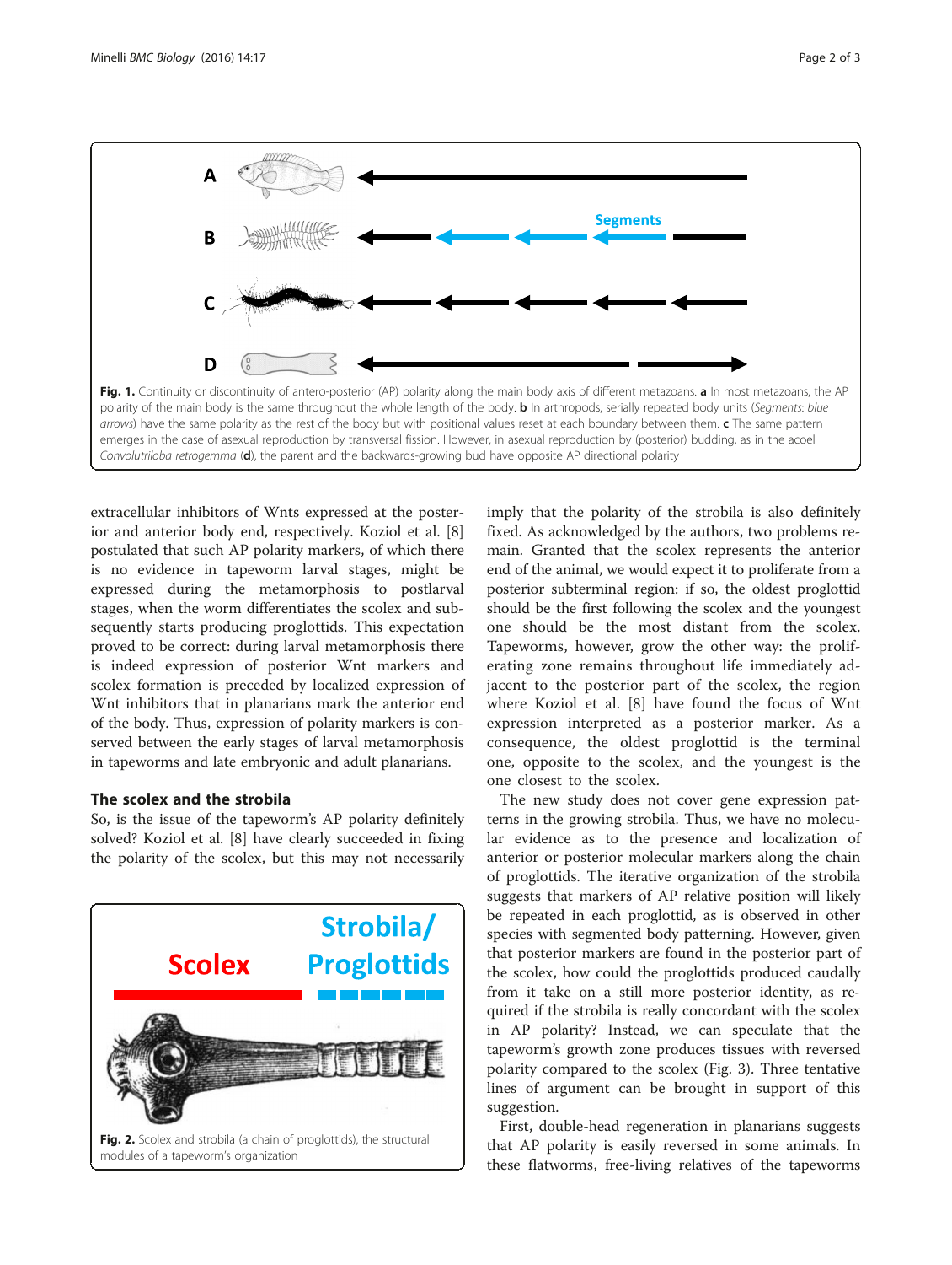**Fig. 1.** Continuity or discontinuity of antero-posterior (AP) polarity along the main body axis of different metazoans. **a** In most metazoans, the AP polarity of the main body is the same throughout the whole length of the body. **b** In arthropods, serially repeated body units (*Segments*: *blue arrows*) have the same polarity as the rest of the body but with positional values reset at each boundary between them. **c** The same pattern emerges in the case of asexual reproduction by transversal fission. However, in asexual reproduction by (posterior) budding, as in the acoel *Convolutriloba retrogemma* (**d**), the parent and the backwards-growing bud have opposite AP directional polarity

extracellular inhibitors of Wnts expressed at the posterior and anterior body end, respectively. Koziol et al. [8] postulated that such AP polarity markers, of which there is no evidence in tapeworm larval stages, might be expressed during the metamorphosis to postlarval stages, when the worm differentiates the scolex and subsequently starts producing proglottids. This expectation proved to be correct: during larval metamorphosis there is indeed expression of posterior Wnt markers and scolex formation is preceded by localized expression of Wnt inhibitors that in planarians mark the anterior end of the body. Thus, expression of polarity markers is conserved between the early stages of larval metamorphosis in tapeworms and late embryonic and adult planarians.

## The scolex and the strobila

So, is the issue of the tapeworm's AP polarity definitely solved? Koziol et al. [8] have clearly succeeded in fixing the polarity of the scolex, but this may not necessarily imply that the polarity of the strobila is also definitely fixed. As acknowledged by the authors, two problems remain. Granted that the scolex represents the anterior end of the animal, we would expect it to proliferate from a posterior subterminal region: if so, the oldest proglottid should be the first following the scolex and the youngest one should be the most distant from the scolex. Tapeworms, however, grow the other way: the proliferating zone remains throughout life immediately adjacent to the posterior part of the scolex, the region where Koziol et al. [8] have found the focus of Wnt expression interpreted as a posterior marker. As a consequence, the oldest proglottid is the terminal one, opposite to the scolex, and the youngest is the one closest to the scolex.

**Fig. 2.** Scolex and strobila (a chain of proglottids), the structural modules of a tapeworm's organization

The new study does not cover gene expression patterns in the growing strobila. Thus, we have no molecular evidence as to the presence and localization of anterior or posterior molecular markers along the chain of proglottids. The iterative organization of the strobila suggests that markers of AP relative position will likely be repeated in each proglottid, as is observed in other species with segmented body patterning. However, given that posterior markers are found in the posterior part of the scolex, how could the proglottids produced caudally from it take on a still more posterior identity, as required if the strobila is really concordant with the scolex in AP polarity? Instead, we can speculate that the tapeworm's growth zone produces tissues with reversed polarity compared to the scolex (Fig. 3). Three tentative lines of argument can be brought in support of this suggestion.

First, double-head regeneration in planarians suggests that AP polarity is easily reversed in some animals. In these flatworms, free-living relatives of the tapeworms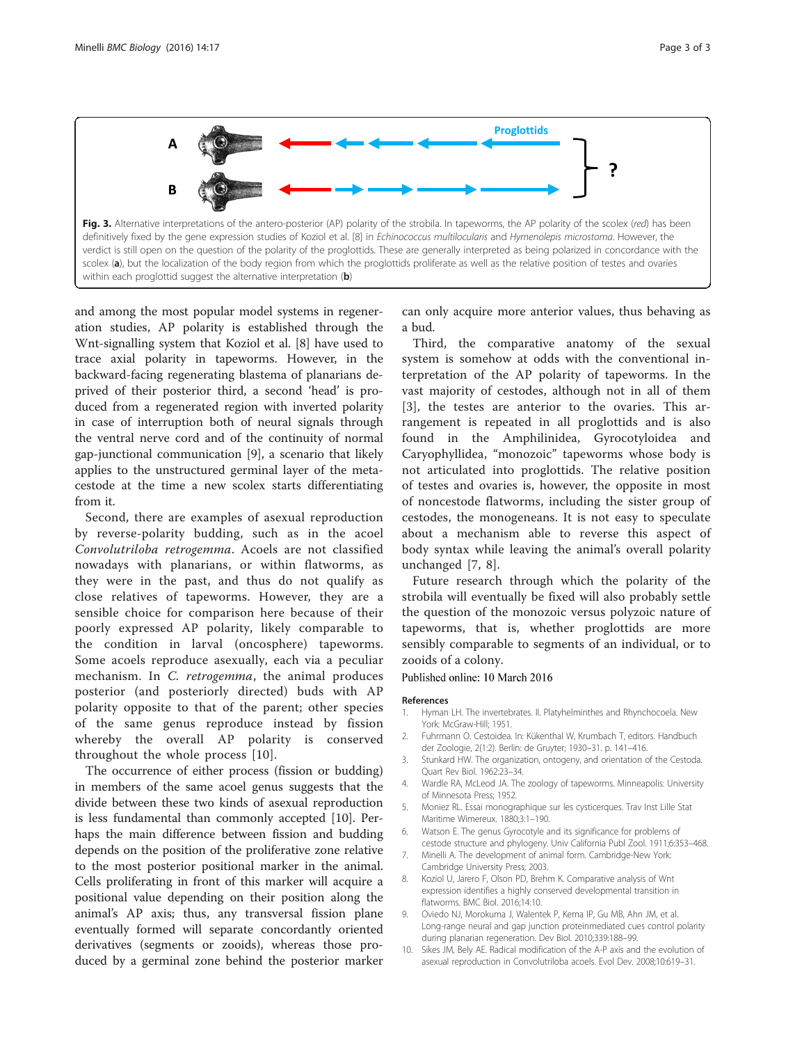A

Proglottids

B

?

**Fig. 3.** Alternative interpretations of the antero-posterior (AP) polarity of the strobila. In tapeworms, the AP polarity of the scolex (*red*) has been definitively fixed by the gene expression studies of Koziol et al. [8] in *Echinococcus multilocularis* and *Hymenolepis microstoma*. However, the verdict is still open on the question of the polarity of the proglottids. These are generally interpreted as being polarized in concordance with the scolex (**a**), but the localization of the body region from which the proglottids proliferate as well as the relative position of testes and ovaries within each proglottid suggest the alternative interpretation (**b**)

and among the most popular model systems in regeneration studies, AP polarity is established through the Wnt-signalling system that Koziol et al. [8] have used to trace axial polarity in tapeworms. However, in the backward-facing regenerating blastema of planarians deprived of their posterior third, a second 'head' is produced from a regenerated region with inverted polarity in case of interruption both of neural signals through the ventral nerve cord and of the continuity of normal gap-junctional communication [9], a scenario that likely applies to the unstructured germinal layer of the metacestode at the time a new scolex starts differentiating from it.

Second, there are examples of asexual reproduction by reverse-polarity budding, such as in the acoel *Convolutriloba retrogemma*. Acoels are not classified nowadays with planarians, or within flatworms, as they were in the past, and thus do not qualify as close relatives of tapeworms. However, they are a sensible choice for comparison here because of their poorly expressed AP polarity, likely comparable to the condition in larval (oncosphere) tapeworms. Some acoels reproduce asexually, each via a peculiar mechanism. In *C. retrogemma*, the animal produces posterior (and posteriorly directed) buds with AP polarity opposite to that of the parent; other species of the same genus reproduce instead by fission whereby the overall AP polarity is conserved throughout the whole process [10].

The occurrence of either process (fission or budding) in members of the same acoel genus suggests that the divide between these two kinds of asexual reproduction is less fundamental than commonly accepted [10]. Perhaps the main difference between fission and budding depends on the position of the proliferative zone relative to the most posterior positional marker in the animal. Cells proliferating in front of this marker will acquire a positional value depending on their position along the animal's AP axis; thus, any transversal fission plane eventually formed will separate concordantly oriented derivatives (segments or zooids), whereas those produced by a germinal zone behind the posterior marker can only acquire more anterior values, thus behaving as a bud.

Third, the comparative anatomy of the sexual system is somehow at odds with the conventional interpretation of the AP polarity of tapeworms. In the vast majority of cestodes, although not in all of them [3], the testes are anterior to the ovaries. This arrangement is repeated in all proglottids and is also found in the Amphilinidea, Gyrocotyloidea and Caryophyllidea, "monozoic" tapeworms whose body is not articulated into proglottids. The relative position of testes and ovaries is, however, the opposite in most of noncestode flatworms, including the sister group of cestodes, the monogeneans. It is not easy to speculate about a mechanism able to reverse this aspect of body syntax while leaving the animal's overall polarity unchanged [7, 8].

Future research through which the polarity of the strobila will eventually be fixed will also probably settle the question of the monozoic versus polyzoic nature of tapeworms, that is, whether proglottids are more sensibly comparable to segments of an individual, or to zooids of a colony.

Published online: 10 March 2016

## References

1. Hyman LH. The invertebrates. II. Platyhelminthes and Rhynchocoela. New York: McGraw-Hill; 1951.
2. Fuhrmann O. Cestoidea. In: Kükenthal W, Krumbach T, editors. Handbuch der Zoologie, 2(1:2). Berlin: de Gruyter; 1930–31. p. 141–416.
3. Stunkard HW. The organization, ontogeny, and orientation of the Cestoda. Quart Rev Biol. 1962:23–34.
4. Wardle RA, McLeod JA. The zoology of tapeworms. Minneapolis: University of Minnesota Press; 1952.
5. Moniez RL. Essai monographique sur les cysticerques. Trav Inst Lille Stat Maritime Wimereux. 1880;3:1–190.
6. Watson E. The genus Gyrocotyle and its significance for problems of cestode structure and phylogeny. Univ California Publ Zool. 1911;6:353–468.
7. Minelli A. The development of animal form. Cambridge-New York: Cambridge University Press; 2003.
8. Koziol U, Jarero F, Olson PD, Brehm K. Comparative analysis of Wnt expression identifies a highly conserved developmental transition in flatworms. BMC Biol. 2016;14:10.
9. Oviedo NJ, Morokuma J, Walentek P, Kema IP, Gu MB, Ahn JM, et al. Long-range neural and gap junction proteinmediated cues control polarity during planarian regeneration. Dev Biol. 2010;339:188–99.
10. Sikes JM, Bely AE. Radical modification of the A-P axis and the evolution of asexual reproduction in Convolutriloba acoels. Evol Dev. 2008;10:619–31.